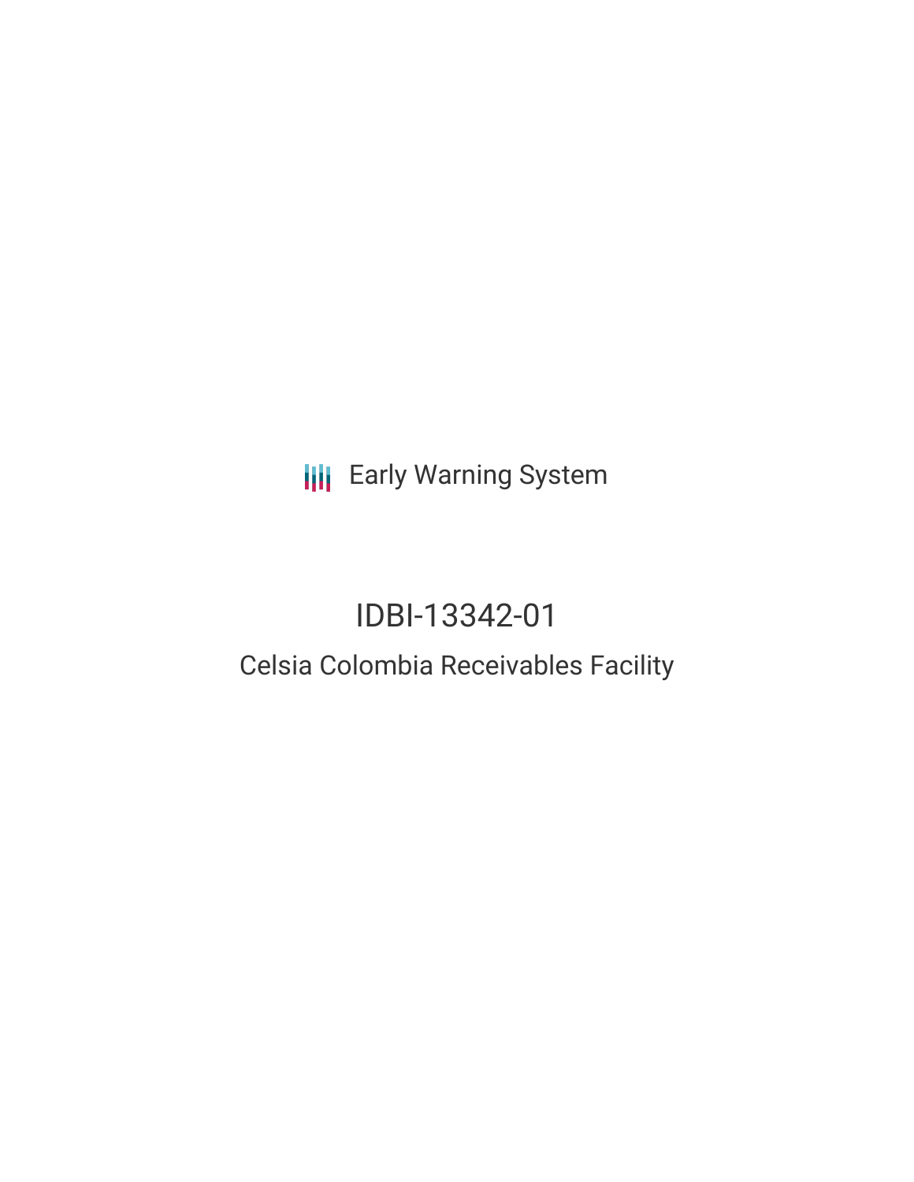Early Warning System

# IDBI-13342-01

## Celsia Colombia Receivables Facility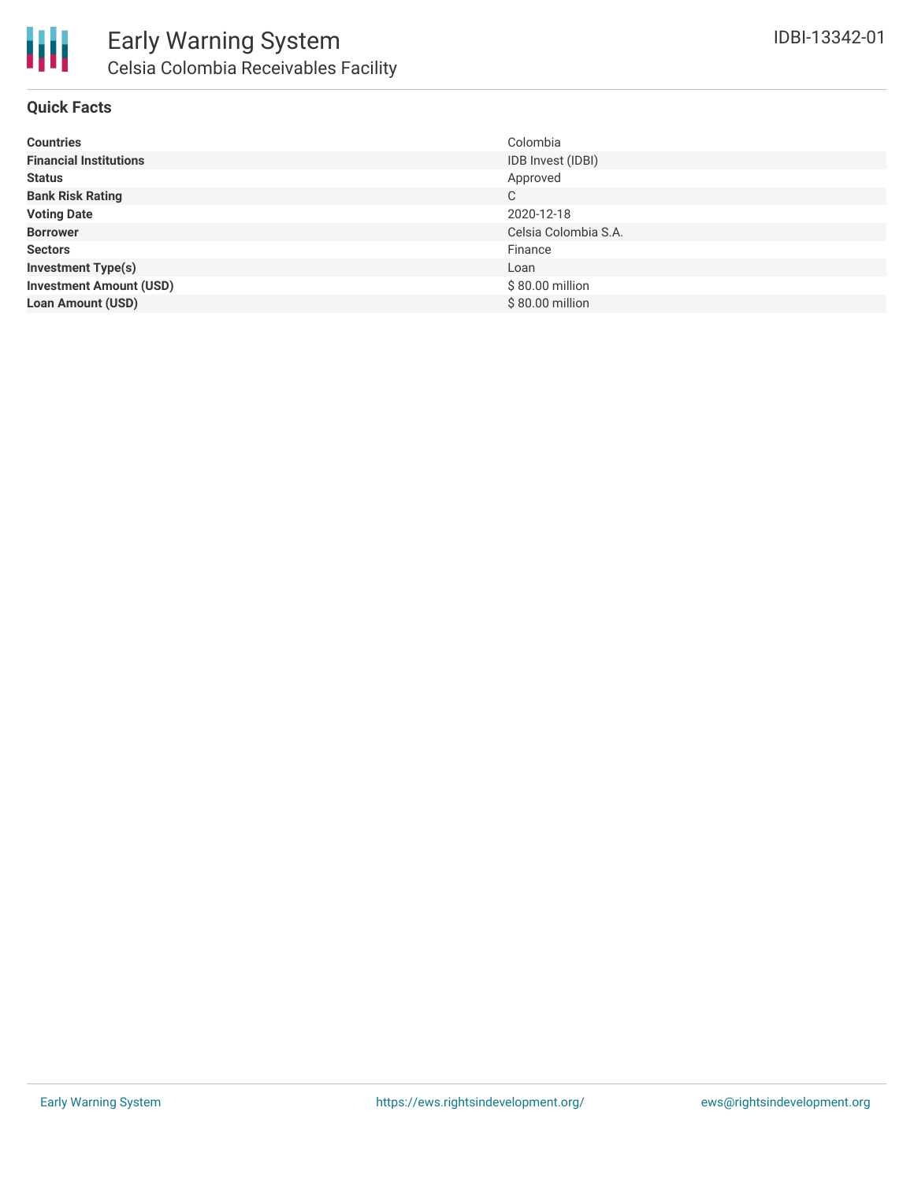# Early Warning System

## Celsia Colombia Receivables Facility

IDBI-13342-01

### Quick Facts

| | |
|---|---|
| **Countries** | Colombia |
| **Financial Institutions** | IDB Invest (IDBI) |
| **Status** | Approved |
| **Bank Risk Rating** | C |
| **Voting Date** | 2020-12-18 |
| **Borrower** | Celsia Colombia S.A. |
| **Sectors** | Finance |
| **Investment Type(s)** | Loan |
| **Investment Amount (USD)** | $ 80.00 million |
| **Loan Amount (USD)** | $ 80.00 million |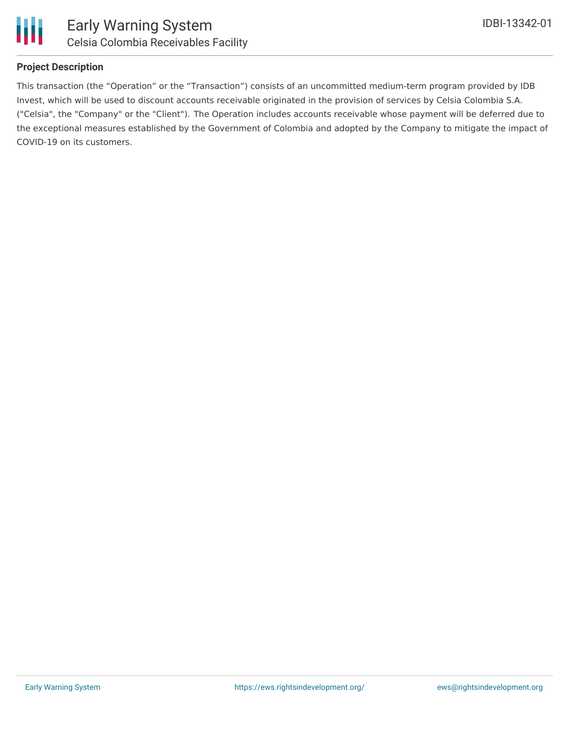## Project Description

This transaction (the "Operation" or the "Transaction") consists of an uncommitted medium-term program provided by IDB Invest, which will be used to discount accounts receivable originated in the provision of services by Celsia Colombia S.A. ("Celsia", the "Company" or the "Client"). The Operation includes accounts receivable whose payment will be deferred due to the exceptional measures established by the Government of Colombia and adopted by the Company to mitigate the impact of COVID-19 on its customers.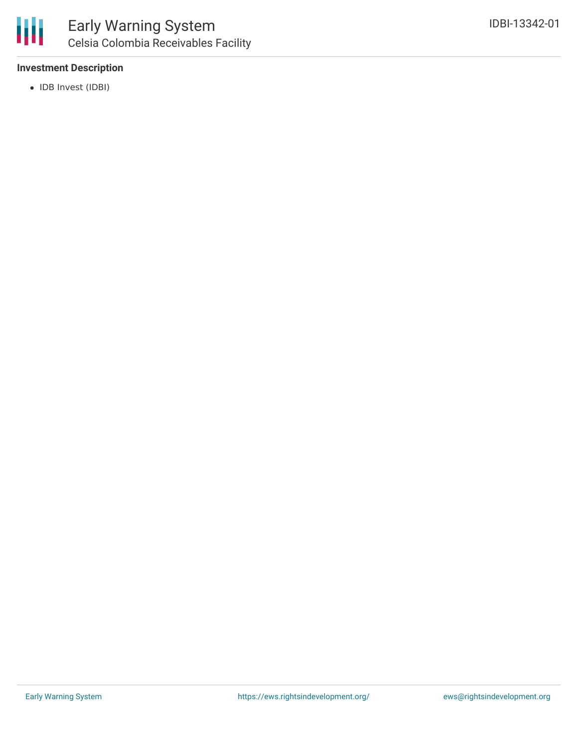### Investment Description

- IDB Invest (IDBI)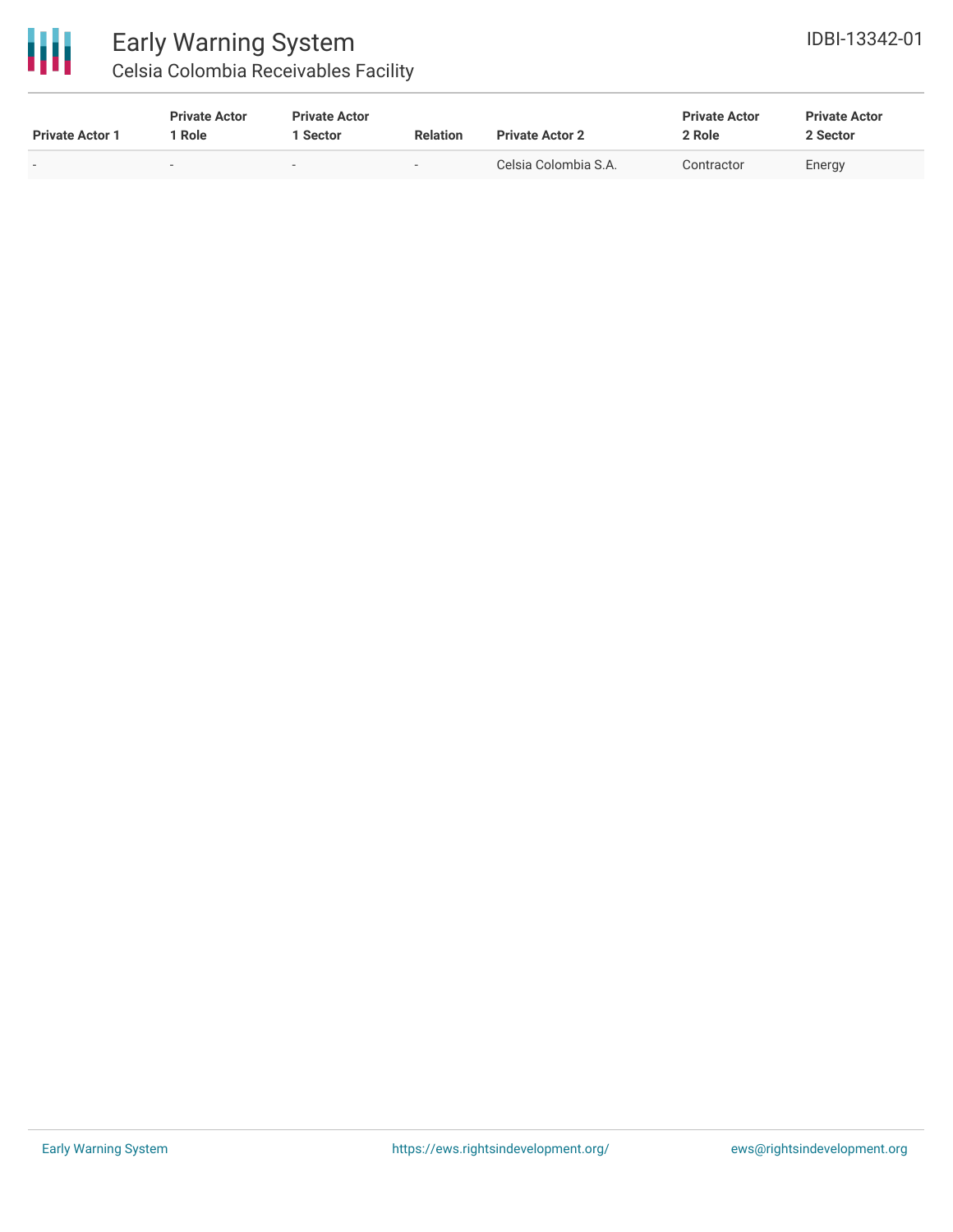| Private Actor 1 | Private Actor 1 Role | Private Actor 1 Sector | Relation | Private Actor 2 | Private Actor 2 Role | Private Actor 2 Sector |
|---|---|---|---|---|---|---|
| - | - | - | - | Celsia Colombia S.A. | Contractor | Energy |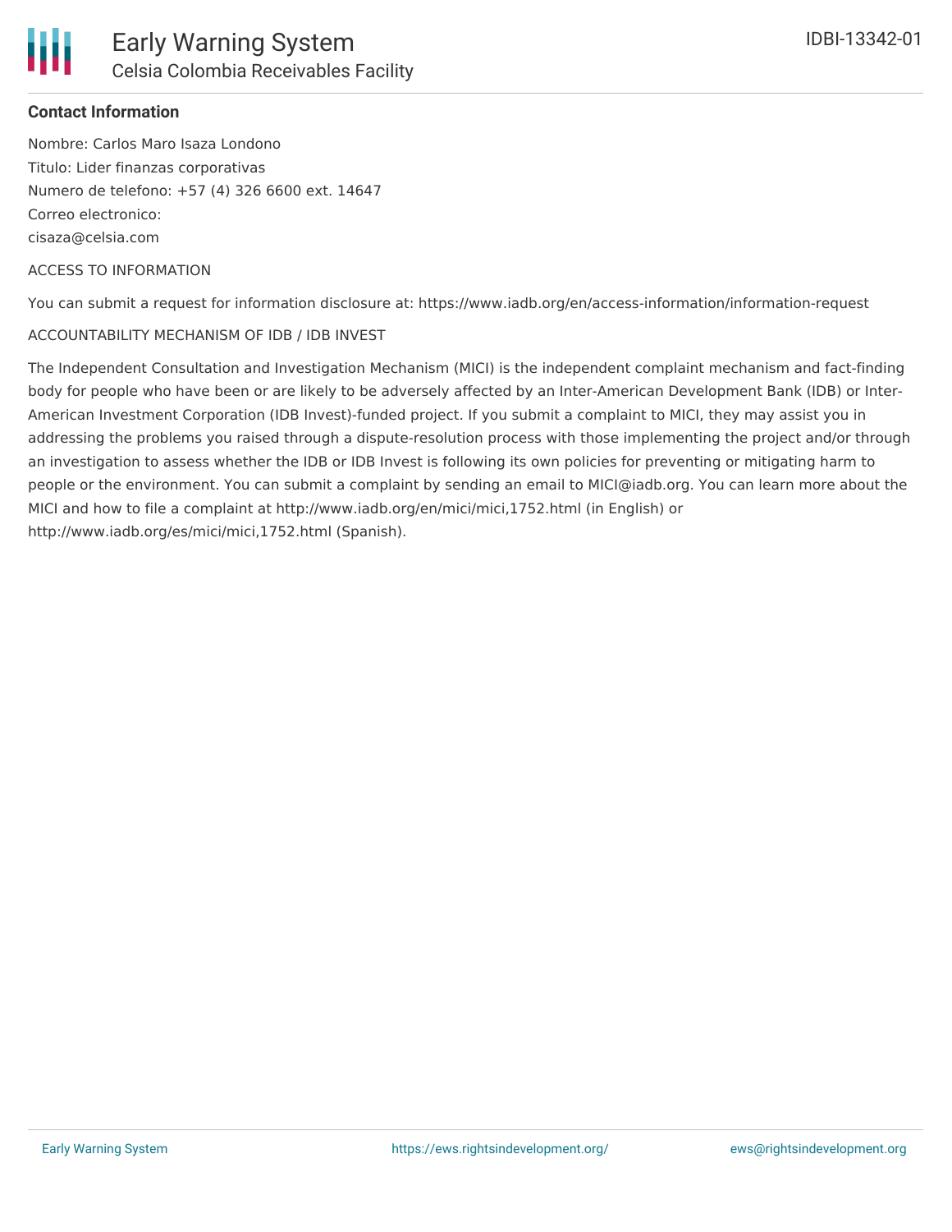**Contact Information**

Nombre: Carlos Maro Isaza Londono

Titulo: Lider finanzas corporativas

Numero de telefono: +57 (4) 326 6600 ext. 14647

Correo electronico:

cisaza@celsia.com

ACCESS TO INFORMATION

You can submit a request for information disclosure at: https://www.iadb.org/en/access-information/information-request

ACCOUNTABILITY MECHANISM OF IDB / IDB INVEST

The Independent Consultation and Investigation Mechanism (MICI) is the independent complaint mechanism and fact-finding body for people who have been or are likely to be adversely affected by an Inter-American Development Bank (IDB) or Inter-American Investment Corporation (IDB Invest)-funded project. If you submit a complaint to MICI, they may assist you in addressing the problems you raised through a dispute-resolution process with those implementing the project and/or through an investigation to assess whether the IDB or IDB Invest is following its own policies for preventing or mitigating harm to people or the environment. You can submit a complaint by sending an email to MICI@iadb.org. You can learn more about the MICI and how to file a complaint at http://www.iadb.org/en/mici/mici,1752.html (in English) or http://www.iadb.org/es/mici/mici,1752.html (Spanish).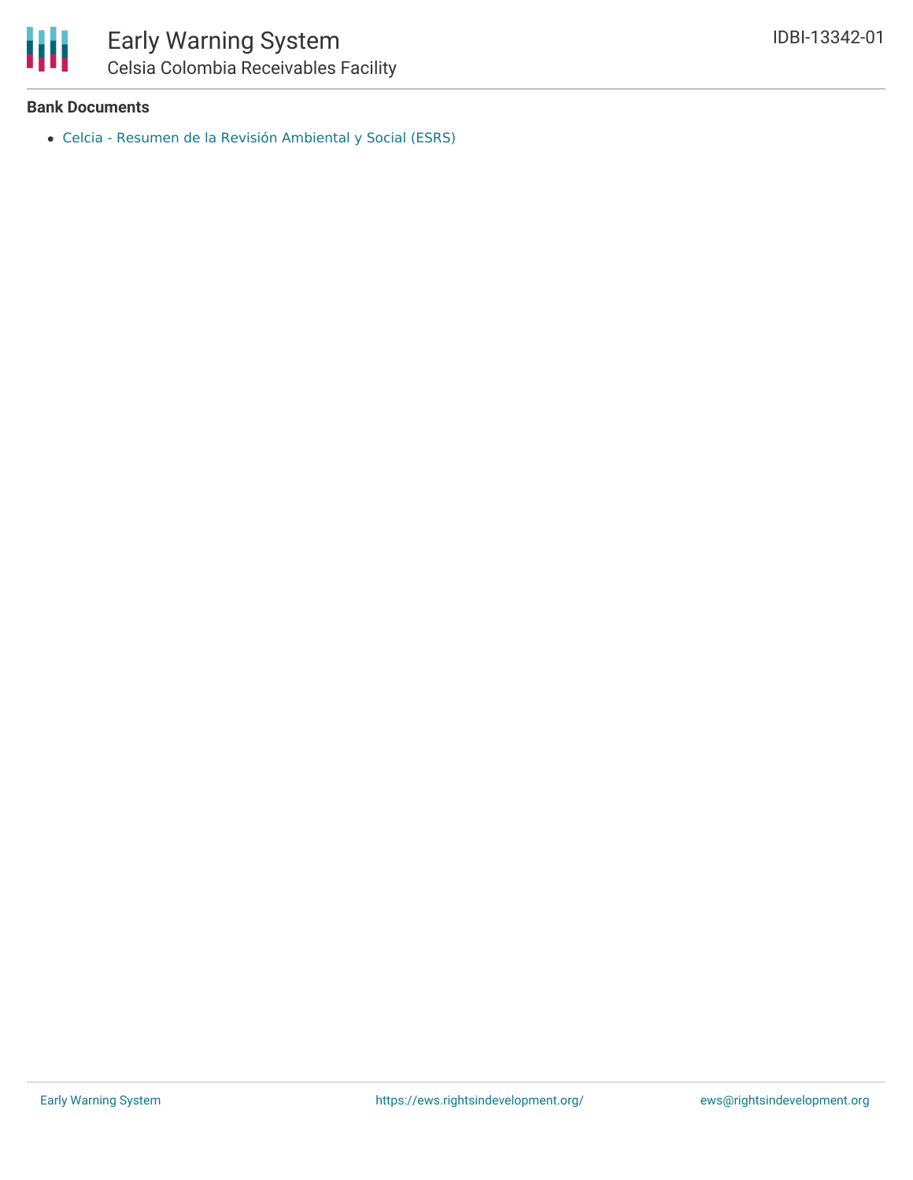**Bank Documents**

- Celcia - Resumen de la Revisión Ambiental y Social (ESRS)